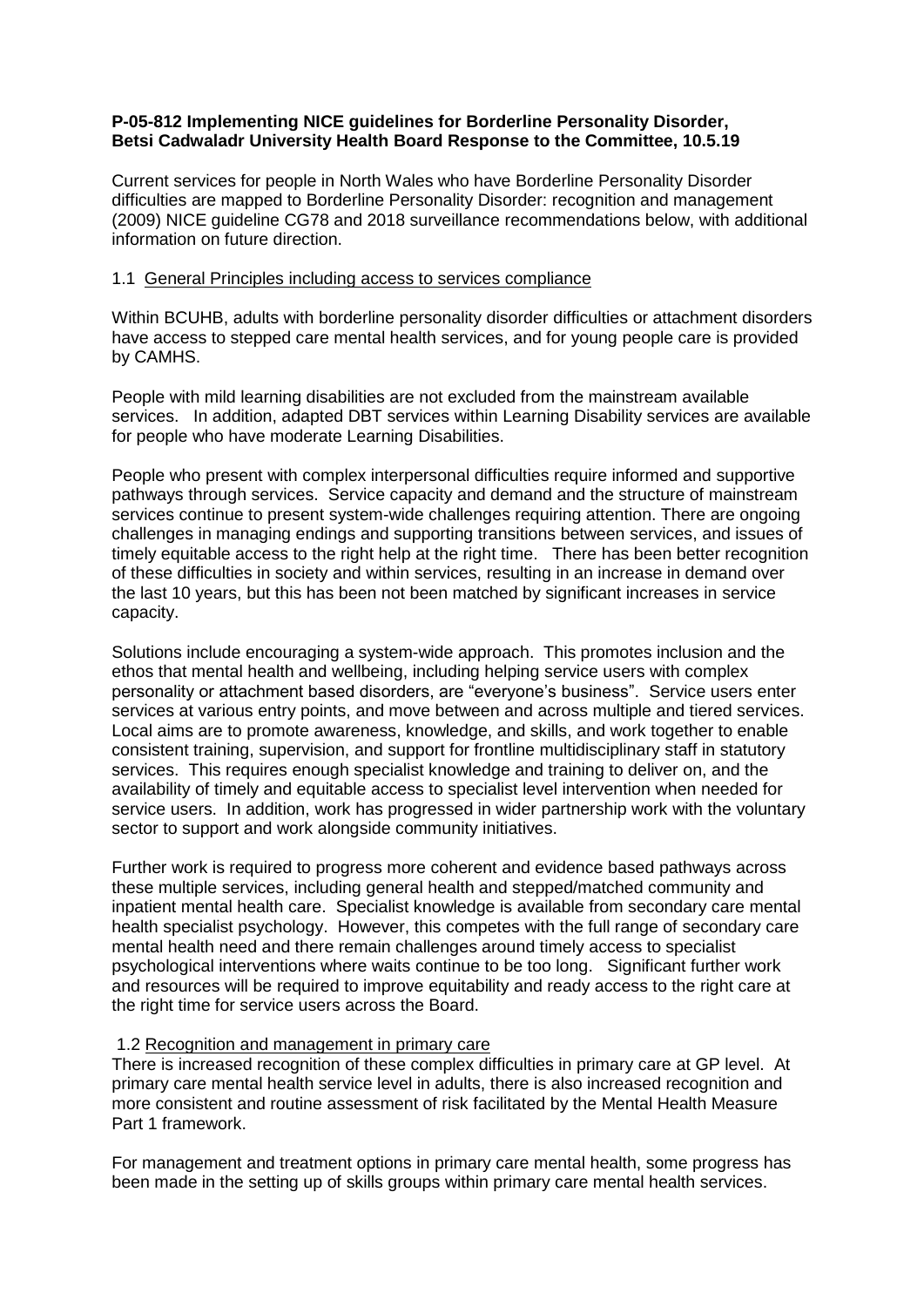**P-05-812 Implementing NICE guidelines for Borderline Personality Disorder, Betsi Cadwaladr University Health Board Response to the Committee, 10.5.19**

Current services for people in North Wales who have Borderline Personality Disorder difficulties are mapped to Borderline Personality Disorder: recognition and management (2009) NICE guideline CG78 and 2018 surveillance recommendations below, with additional information on future direction.

1.1 <u>General Principles including access to services compliance</u>

Within BCUHB, adults with borderline personality disorder difficulties or attachment disorders have access to stepped care mental health services, and for young people care is provided by CAMHS.

People with mild learning disabilities are not excluded from the mainstream available services. In addition, adapted DBT services within Learning Disability services are available for people who have moderate Learning Disabilities.

People who present with complex interpersonal difficulties require informed and supportive pathways through services. Service capacity and demand and the structure of mainstream services continue to present system-wide challenges requiring attention. There are ongoing challenges in managing endings and supporting transitions between services, and issues of timely equitable access to the right help at the right time. There has been better recognition of these difficulties in society and within services, resulting in an increase in demand over the last 10 years, but this has been not been matched by significant increases in service capacity.

Solutions include encouraging a system-wide approach. This promotes inclusion and the ethos that mental health and wellbeing, including helping service users with complex personality or attachment based disorders, are "everyone's business". Service users enter services at various entry points, and move between and across multiple and tiered services. Local aims are to promote awareness, knowledge, and skills, and work together to enable consistent training, supervision, and support for frontline multidisciplinary staff in statutory services. This requires enough specialist knowledge and training to deliver on, and the availability of timely and equitable access to specialist level intervention when needed for service users. In addition, work has progressed in wider partnership work with the voluntary sector to support and work alongside community initiatives.

Further work is required to progress more coherent and evidence based pathways across these multiple services, including general health and stepped/matched community and inpatient mental health care. Specialist knowledge is available from secondary care mental health specialist psychology. However, this competes with the full range of secondary care mental health need and there remain challenges around timely access to specialist psychological interventions where waits continue to be too long. Significant further work and resources will be required to improve equitability and ready access to the right care at the right time for service users across the Board.

1.2 <u>Recognition and management in primary care</u>

There is increased recognition of these complex difficulties in primary care at GP level. At primary care mental health service level in adults, there is also increased recognition and more consistent and routine assessment of risk facilitated by the Mental Health Measure Part 1 framework.

For management and treatment options in primary care mental health, some progress has been made in the setting up of skills groups within primary care mental health services.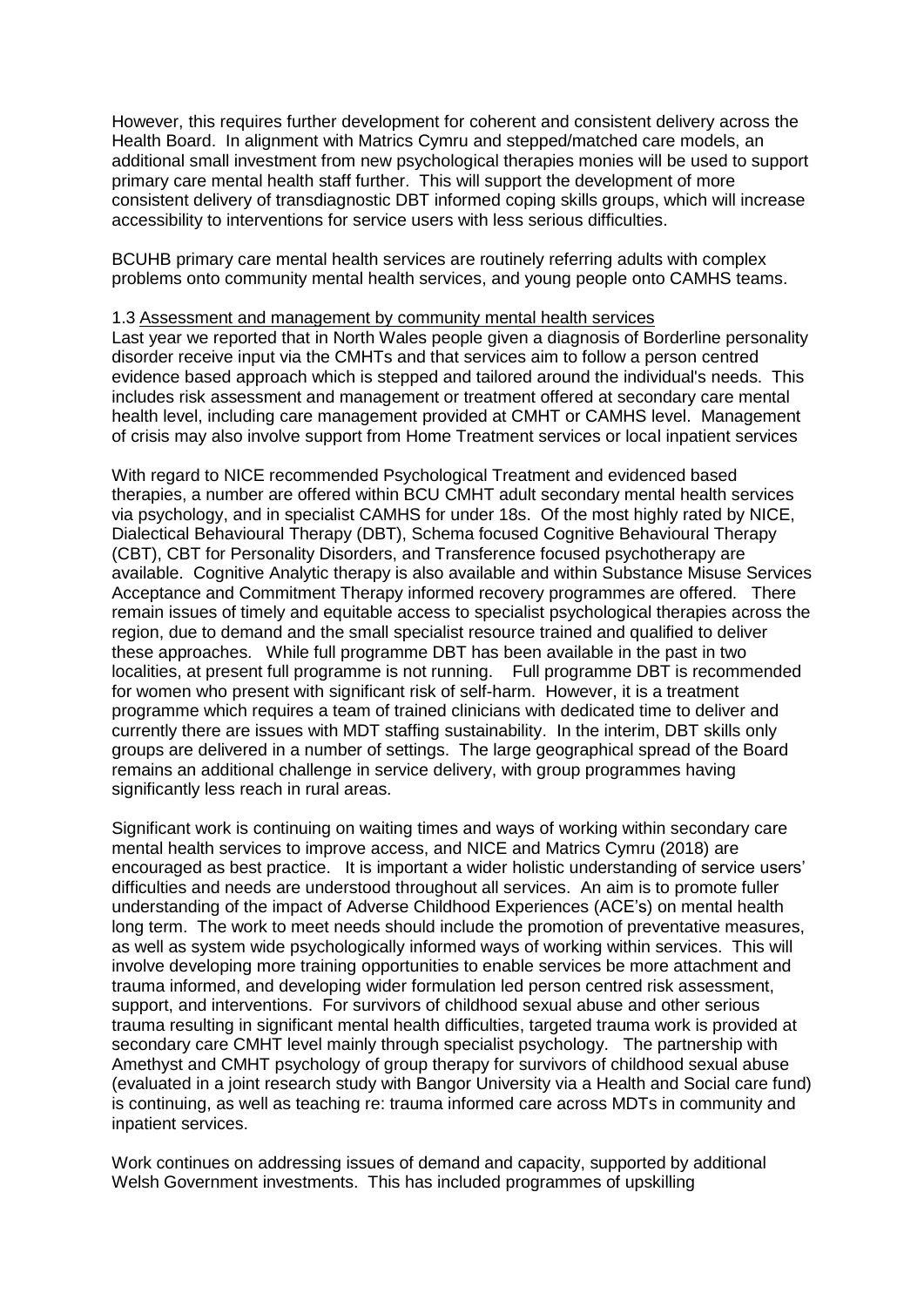However, this requires further development for coherent and consistent delivery across the Health Board. In alignment with Matrics Cymru and stepped/matched care models, an additional small investment from new psychological therapies monies will be used to support primary care mental health staff further. This will support the development of more consistent delivery of transdiagnostic DBT informed coping skills groups, which will increase accessibility to interventions for service users with less serious difficulties.

BCUHB primary care mental health services are routinely referring adults with complex problems onto community mental health services, and young people onto CAMHS teams.

1.3 <u>Assessment and management by community mental health services</u>

Last year we reported that in North Wales people given a diagnosis of Borderline personality disorder receive input via the CMHTs and that services aim to follow a person centred evidence based approach which is stepped and tailored around the individual's needs. This includes risk assessment and management or treatment offered at secondary care mental health level, including care management provided at CMHT or CAMHS level. Management of crisis may also involve support from Home Treatment services or local inpatient services

With regard to NICE recommended Psychological Treatment and evidenced based therapies, a number are offered within BCU CMHT adult secondary mental health services via psychology, and in specialist CAMHS for under 18s. Of the most highly rated by NICE, Dialectical Behavioural Therapy (DBT), Schema focused Cognitive Behavioural Therapy (CBT), CBT for Personality Disorders, and Transference focused psychotherapy are available. Cognitive Analytic therapy is also available and within Substance Misuse Services Acceptance and Commitment Therapy informed recovery programmes are offered. There remain issues of timely and equitable access to specialist psychological therapies across the region, due to demand and the small specialist resource trained and qualified to deliver these approaches. While full programme DBT has been available in the past in two localities, at present full programme is not running. Full programme DBT is recommended for women who present with significant risk of self-harm. However, it is a treatment programme which requires a team of trained clinicians with dedicated time to deliver and currently there are issues with MDT staffing sustainability. In the interim, DBT skills only groups are delivered in a number of settings. The large geographical spread of the Board remains an additional challenge in service delivery, with group programmes having significantly less reach in rural areas.

Significant work is continuing on waiting times and ways of working within secondary care mental health services to improve access, and NICE and Matrics Cymru (2018) are encouraged as best practice. It is important a wider holistic understanding of service users' difficulties and needs are understood throughout all services. An aim is to promote fuller understanding of the impact of Adverse Childhood Experiences (ACE's) on mental health long term. The work to meet needs should include the promotion of preventative measures, as well as system wide psychologically informed ways of working within services. This will involve developing more training opportunities to enable services be more attachment and trauma informed, and developing wider formulation led person centred risk assessment, support, and interventions. For survivors of childhood sexual abuse and other serious trauma resulting in significant mental health difficulties, targeted trauma work is provided at secondary care CMHT level mainly through specialist psychology. The partnership with Amethyst and CMHT psychology of group therapy for survivors of childhood sexual abuse (evaluated in a joint research study with Bangor University via a Health and Social care fund) is continuing, as well as teaching re: trauma informed care across MDTs in community and inpatient services.

Work continues on addressing issues of demand and capacity, supported by additional Welsh Government investments. This has included programmes of upskilling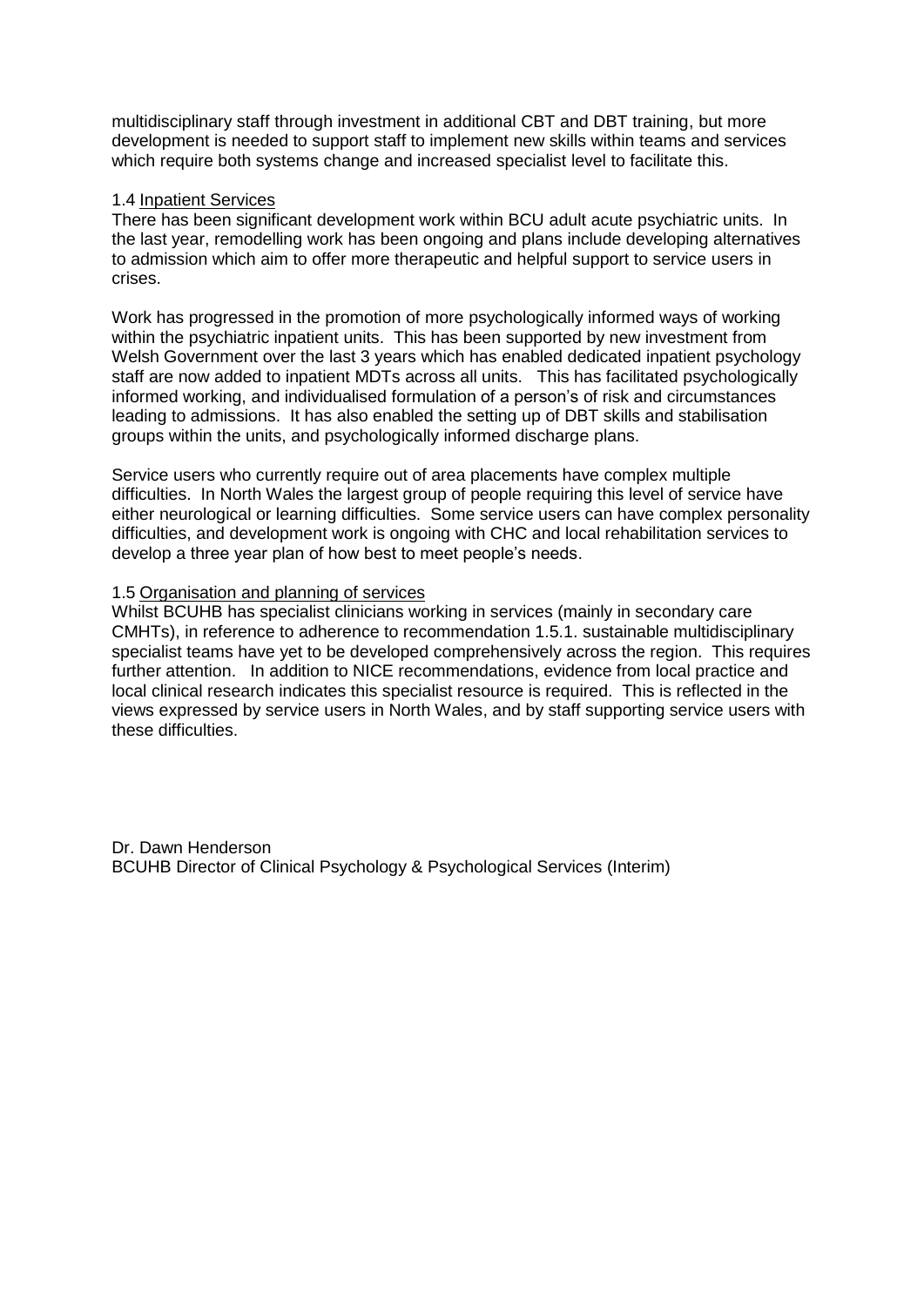multidisciplinary staff through investment in additional CBT and DBT training, but more development is needed to support staff to implement new skills within teams and services which require both systems change and increased specialist level to facilitate this.

1.4 Inpatient Services

There has been significant development work within BCU adult acute psychiatric units. In the last year, remodelling work has been ongoing and plans include developing alternatives to admission which aim to offer more therapeutic and helpful support to service users in crises.

Work has progressed in the promotion of more psychologically informed ways of working within the psychiatric inpatient units. This has been supported by new investment from Welsh Government over the last 3 years which has enabled dedicated inpatient psychology staff are now added to inpatient MDTs across all units. This has facilitated psychologically informed working, and individualised formulation of a person's of risk and circumstances leading to admissions. It has also enabled the setting up of DBT skills and stabilisation groups within the units, and psychologically informed discharge plans.

Service users who currently require out of area placements have complex multiple difficulties. In North Wales the largest group of people requiring this level of service have either neurological or learning difficulties. Some service users can have complex personality difficulties, and development work is ongoing with CHC and local rehabilitation services to develop a three year plan of how best to meet people's needs.

1.5 Organisation and planning of services

Whilst BCUHB has specialist clinicians working in services (mainly in secondary care CMHTs), in reference to adherence to recommendation 1.5.1. sustainable multidisciplinary specialist teams have yet to be developed comprehensively across the region. This requires further attention. In addition to NICE recommendations, evidence from local practice and local clinical research indicates this specialist resource is required. This is reflected in the views expressed by service users in North Wales, and by staff supporting service users with these difficulties.

Dr. Dawn Henderson
BCUHB Director of Clinical Psychology & Psychological Services (Interim)